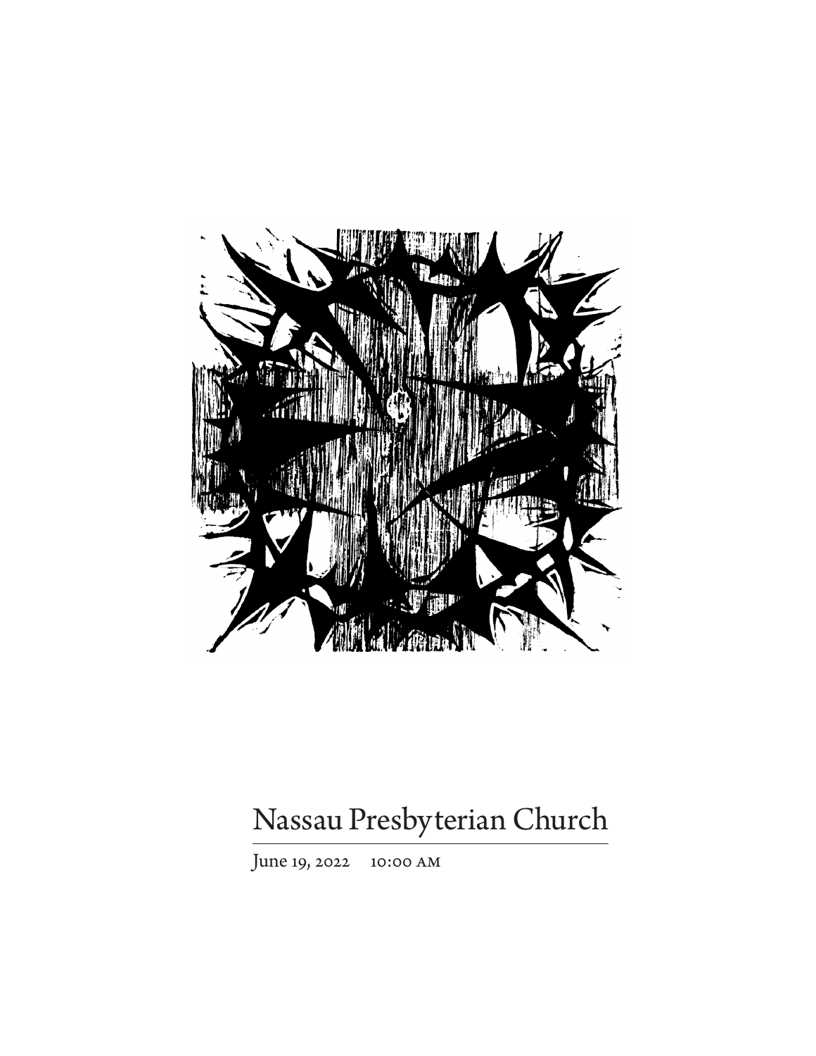# Nassau Presbyterian Church

June 19, 2022 10:00 AM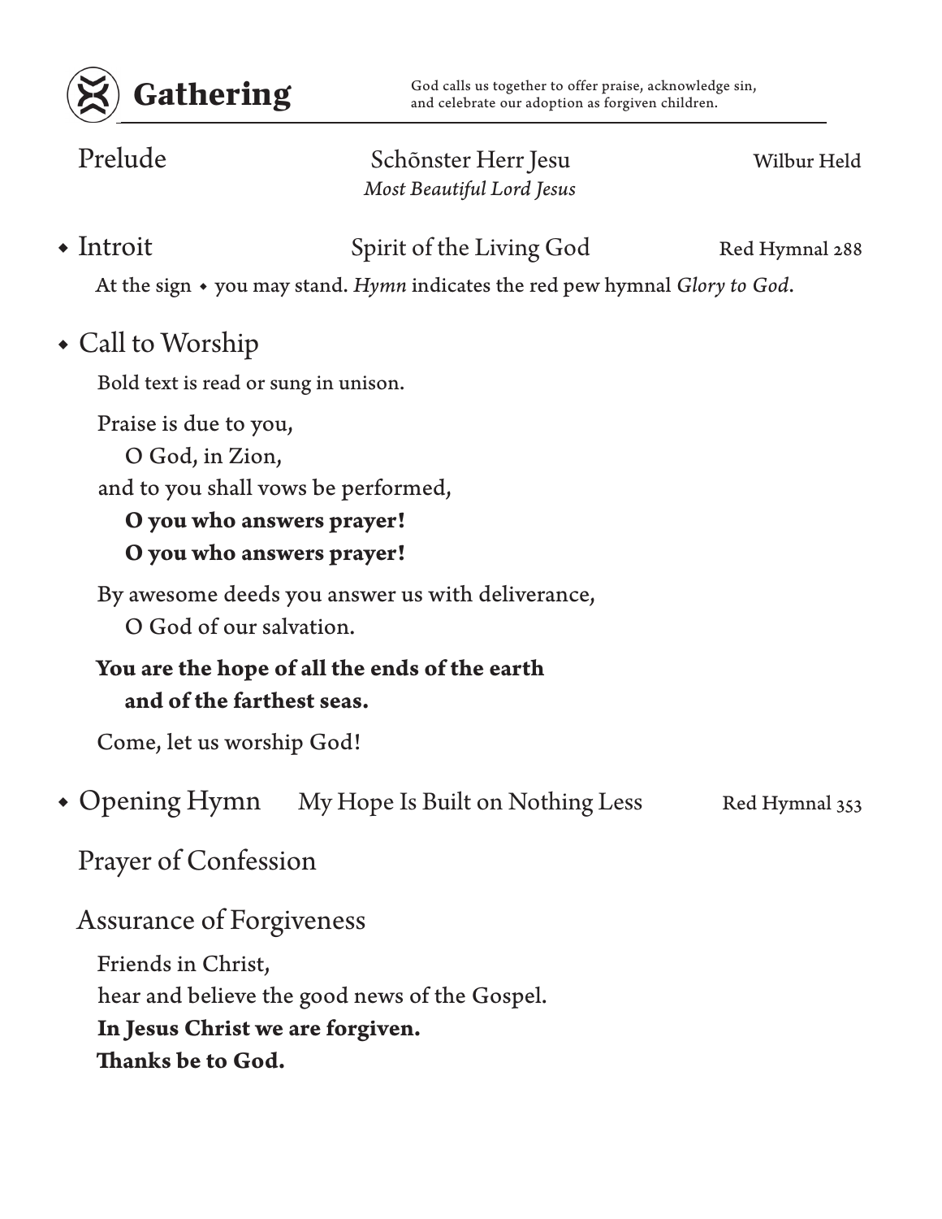# Gathering

God calls us together to offer praise, acknowledge sin, and celebrate our adoption as forgiven children.

Prelude — Schõnster Herr Jesu — Wilbur Held
*Most Beautiful Lord Jesus*

◆ Introit — Spirit of the Living God — Red Hymnal 288

At the sign ◆ you may stand. *Hymn* indicates the red pew hymnal *Glory to God*.

◆ Call to Worship

Bold text is read or sung in unison.

Praise is due to you,
O God, in Zion,
and to you shall vows be performed,
**O you who answers prayer!**
**O you who answers prayer!**

By awesome deeds you answer us with deliverance,
O God of our salvation.

**You are the hope of all the ends of the earth**
**and of the farthest seas.**

Come, let us worship God!

◆ Opening Hymn — My Hope Is Built on Nothing Less — Red Hymnal 353

Prayer of Confession

Assurance of Forgiveness

Friends in Christ,
hear and believe the good news of the Gospel.
**In Jesus Christ we are forgiven.**
**Thanks be to God.**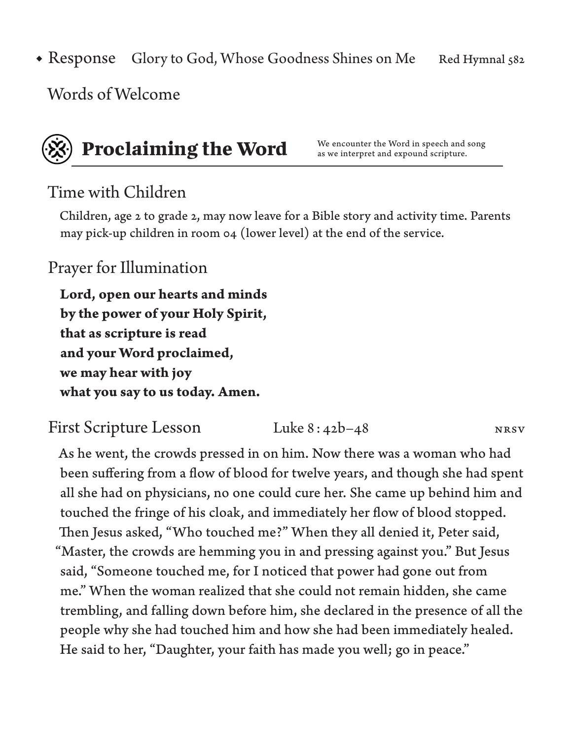◆ Response Glory to God, Whose Goodness Shines on Me Red Hymnal 582

Words of Welcome

## Proclaiming the Word

We encounter the Word in speech and song as we interpret and expound scripture.

### Time with Children

Children, age 2 to grade 2, may now leave for a Bible story and activity time. Parents may pick-up children in room 04 (lower level) at the end of the service.

### Prayer for Illumination

**Lord, open our hearts and minds**
**by the power of your Holy Spirit,**
**that as scripture is read**
**and your Word proclaimed,**
**we may hear with joy**
**what you say to us today. Amen.**

### First Scripture Lesson Luke 8 : 42b–48 NRSV

As he went, the crowds pressed in on him. Now there was a woman who had been suffering from a flow of blood for twelve years, and though she had spent all she had on physicians, no one could cure her. She came up behind him and touched the fringe of his cloak, and immediately her flow of blood stopped. Then Jesus asked, "Who touched me?" When they all denied it, Peter said, "Master, the crowds are hemming you in and pressing against you." But Jesus said, "Someone touched me, for I noticed that power had gone out from me." When the woman realized that she could not remain hidden, she came trembling, and falling down before him, she declared in the presence of all the people why she had touched him and how she had been immediately healed. He said to her, "Daughter, your faith has made you well; go in peace."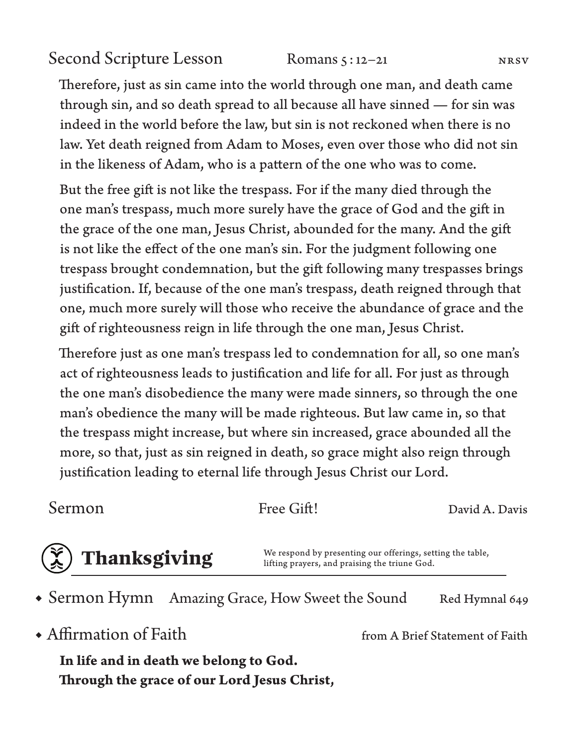## Second Scripture Lesson — Romans 5 : 12–21 — NRSV

Therefore, just as sin came into the world through one man, and death came through sin, and so death spread to all because all have sinned — for sin was indeed in the world before the law, but sin is not reckoned when there is no law. Yet death reigned from Adam to Moses, even over those who did not sin in the likeness of Adam, who is a pattern of the one who was to come.

But the free gift is not like the trespass. For if the many died through the one man's trespass, much more surely have the grace of God and the gift in the grace of the one man, Jesus Christ, abounded for the many. And the gift is not like the effect of the one man's sin. For the judgment following one trespass brought condemnation, but the gift following many trespasses brings justification. If, because of the one man's trespass, death reigned through that one, much more surely will those who receive the abundance of grace and the gift of righteousness reign in life through the one man, Jesus Christ.

Therefore just as one man's trespass led to condemnation for all, so one man's act of righteousness leads to justification and life for all. For just as through the one man's disobedience the many were made sinners, so through the one man's obedience the many will be made righteous. But law came in, so that the trespass might increase, but where sin increased, grace abounded all the more, so that, just as sin reigned in death, so grace might also reign through justification leading to eternal life through Jesus Christ our Lord.

## Sermon — Free Gift! — David A. Davis

# Thanksgiving

We respond by presenting our offerings, setting the table, lifting prayers, and praising the triune God.

◆ Sermon Hymn — Amazing Grace, How Sweet the Sound — Red Hymnal 649

◆ Affirmation of Faith — from A Brief Statement of Faith

**In life and in death we belong to God.**
**Through the grace of our Lord Jesus Christ,**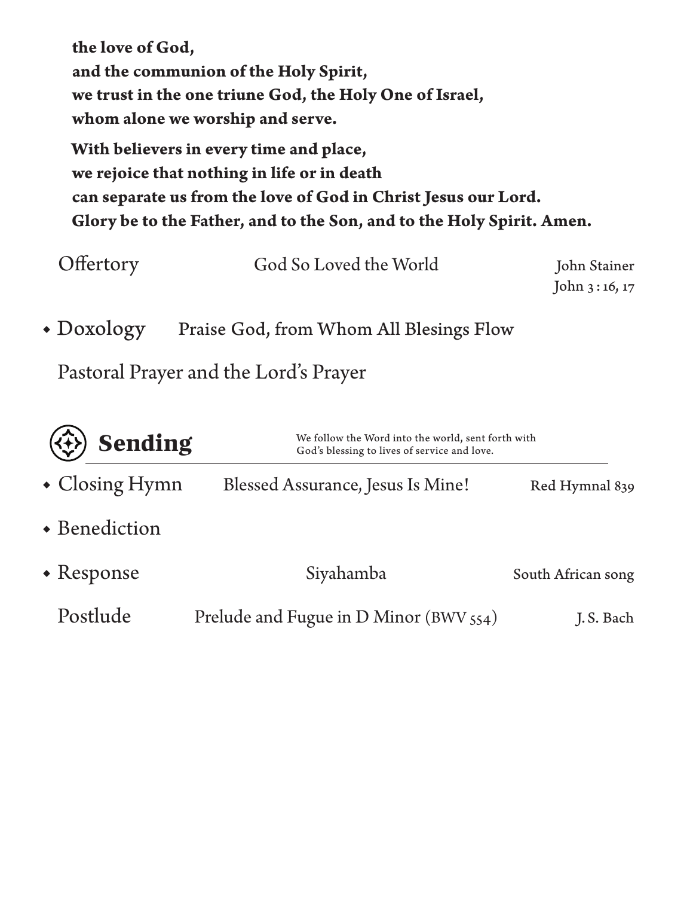**the love of God,**
**and the communion of the Holy Spirit,**
**we trust in the one triune God, the Holy One of Israel,**
**whom alone we worship and serve.**

**With believers in every time and place,**
**we rejoice that nothing in life or in death**
**can separate us from the love of God in Christ Jesus our Lord.**
**Glory be to the Father, and to the Son, and to the Holy Spirit. Amen.**

Offertory — God So Loved the World — John Stainer
John 3 : 16, 17

◆ Doxology — Praise God, from Whom All Blesings Flow

Pastoral Prayer and the Lord's Prayer

## Sending

We follow the Word into the world, sent forth with God's blessing to lives of service and love.

◆ Closing Hymn — Blessed Assurance, Jesus Is Mine! — Red Hymnal 839

◆ Benediction

◆ Response — Siyahamba — South African song

Postlude — Prelude and Fugue in D Minor (BWV 554) — J. S. Bach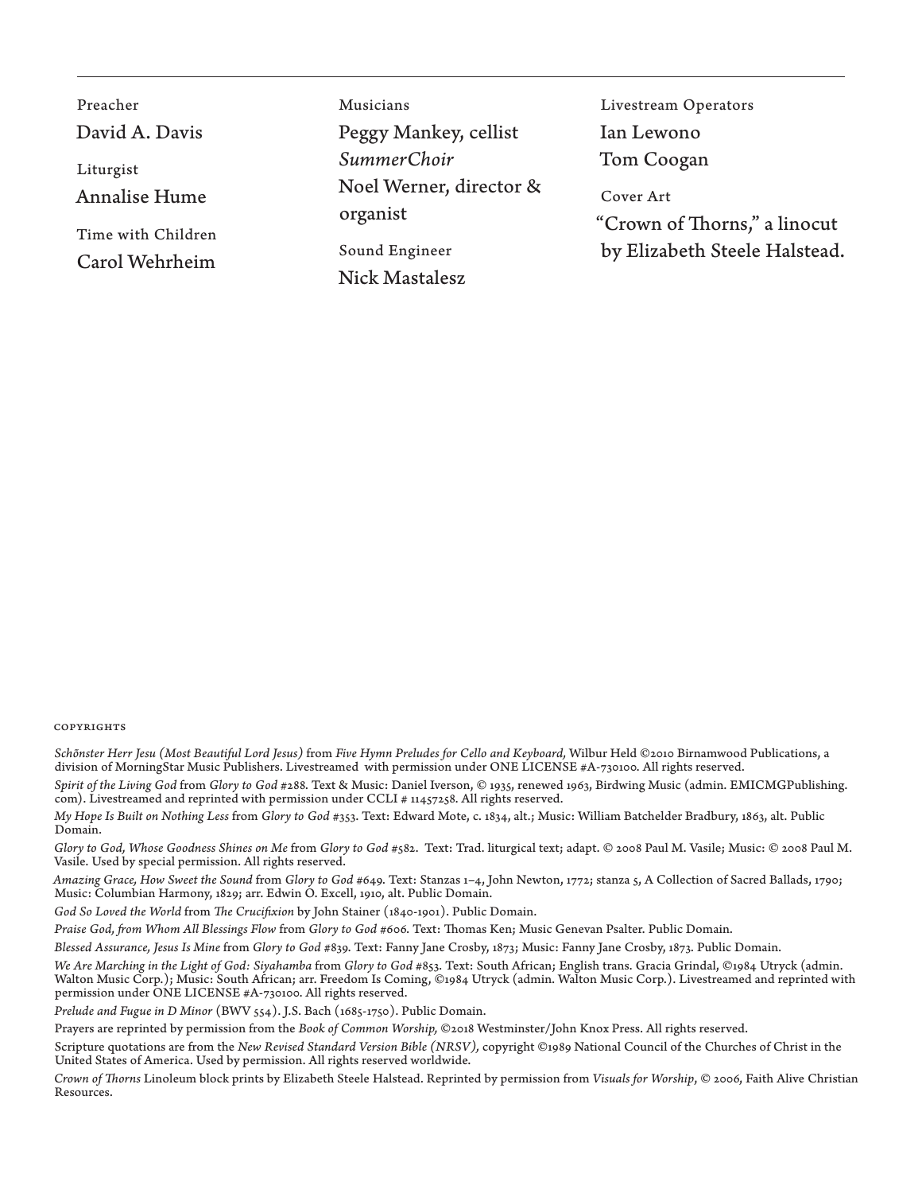Preacher

David A. Davis

Liturgist

Annalise Hume

Time with Children

Carol Wehrheim

Musicians

Peggy Mankey, cellist

*SummerChoir*

Noel Werner, director & organist

Sound Engineer

Nick Mastalesz

Livestream Operators

Ian Lewono

Tom Coogan

Cover Art

"Crown of Thorns," a linocut by Elizabeth Steele Halstead.

COPYRIGHTS

*Schönster Herr Jesu (Most Beautiful Lord Jesus)* from *Five Hymn Preludes for Cello and Keyboard,* Wilbur Held ©2010 Birnamwood Publications, a division of MorningStar Music Publishers. Livestreamed with permission under ONE LICENSE #A-730100. All rights reserved.

*Spirit of the Living God* from *Glory to God* #288. Text & Music: Daniel Iverson, © 1935, renewed 1963, Birdwing Music (admin. EMICMGPublishing.com). Livestreamed and reprinted with permission under CCLI # 11457258. All rights reserved.

*My Hope Is Built on Nothing Less* from *Glory to God* #353. Text: Edward Mote, c. 1834, alt.; Music: William Batchelder Bradbury, 1863, alt. Public Domain.

*Glory to God, Whose Goodness Shines on Me* from *Glory to God* #582. Text: Trad. liturgical text; adapt. © 2008 Paul M. Vasile; Music: © 2008 Paul M. Vasile. Used by special permission. All rights reserved.

*Amazing Grace, How Sweet the Sound* from *Glory to God* #649. Text: Stanzas 1–4, John Newton, 1772; stanza 5, A Collection of Sacred Ballads, 1790; Music: Columbian Harmony, 1829; arr. Edwin O. Excell, 1910, alt. Public Domain.

*God So Loved the World* from *The Crucifixion* by John Stainer (1840-1901). Public Domain.

*Praise God, from Whom All Blessings Flow* from *Glory to God* #606. Text: Thomas Ken; Music Genevan Psalter. Public Domain.

*Blessed Assurance, Jesus Is Mine* from *Glory to God* #839. Text: Fanny Jane Crosby, 1873; Music: Fanny Jane Crosby, 1873. Public Domain.

*We Are Marching in the Light of God: Siyahamba* from *Glory to God* #853. Text: South African; English trans. Gracia Grindal, ©1984 Utryck (admin. Walton Music Corp.); Music: South African; arr. Freedom Is Coming, ©1984 Utryck (admin. Walton Music Corp.). Livestreamed and reprinted with permission under ONE LICENSE #A-730100. All rights reserved.

*Prelude and Fugue in D Minor* (BWV 554). J.S. Bach (1685-1750). Public Domain.

Prayers are reprinted by permission from the *Book of Common Worship,* ©2018 Westminster/John Knox Press. All rights reserved.

Scripture quotations are from the *New Revised Standard Version Bible (NRSV),* copyright ©1989 National Council of the Churches of Christ in the United States of America. Used by permission. All rights reserved worldwide.

*Crown of Thorns* Linoleum block prints by Elizabeth Steele Halstead. Reprinted by permission from *Visuals for Worship*, © 2006, Faith Alive Christian Resources.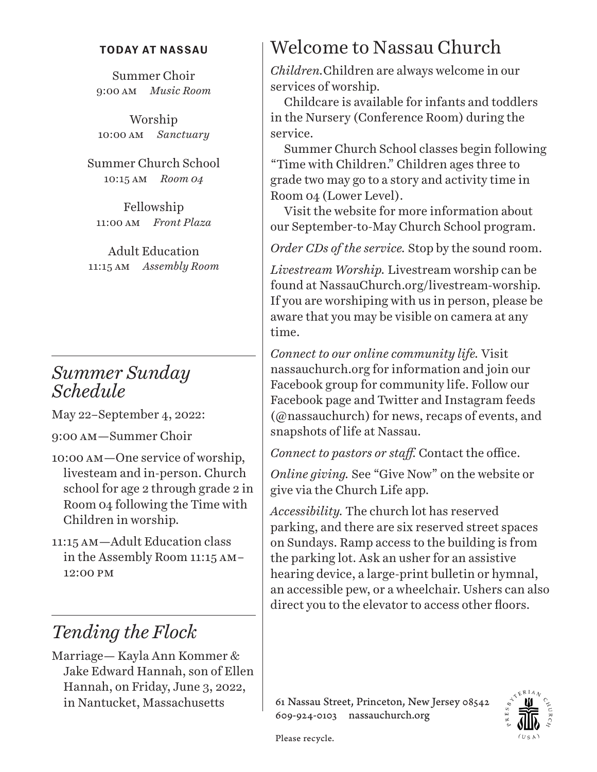**TODAY AT NASSAU**

Summer Choir
9:00 AM *Music Room*

Worship
10:00 AM *Sanctuary*

Summer Church School
10:15 AM *Room 04*

Fellowship
11:00 AM *Front Plaza*

Adult Education
11:15 AM *Assembly Room*

## *Summer Sunday Schedule*

May 22–September 4, 2022:

9:00 AM—Summer Choir

10:00 AM—One service of worship, livesteam and in-person. Church school for age 2 through grade 2 in Room 04 following the Time with Children in worship.

11:15 AM—Adult Education class in the Assembly Room 11:15 AM–12:00 PM

## *Tending the Flock*

Marriage— Kayla Ann Kommer & Jake Edward Hannah, son of Ellen Hannah, on Friday, June 3, 2022, in Nantucket, Massachusetts

# Welcome to Nassau Church

*Children.* Children are always welcome in our services of worship.

Childcare is available for infants and toddlers in the Nursery (Conference Room) during the service.

Summer Church School classes begin following "Time with Children." Children ages three to grade two may go to a story and activity time in Room 04 (Lower Level).

Visit the website for more information about our September-to-May Church School program.

*Order CDs of the service.* Stop by the sound room.

*Livestream Worship.* Livestream worship can be found at NassauChurch.org/livestream-worship. If you are worshiping with us in person, please be aware that you may be visible on camera at any time.

*Connect to our online community life.* Visit nassauchurch.org for information and join our Facebook group for community life. Follow our Facebook page and Twitter and Instagram feeds (@nassauchurch) for news, recaps of events, and snapshots of life at Nassau.

*Connect to pastors or staff.* Contact the office.

*Online giving.* See "Give Now" on the website or give via the Church Life app.

*Accessibility.* The church lot has reserved parking, and there are six reserved street spaces on Sundays. Ramp access to the building is from the parking lot. Ask an usher for an assistive hearing device, a large-print bulletin or hymnal, an accessible pew, or a wheelchair. Ushers can also direct you to the elevator to access other floors.

61 Nassau Street, Princeton, New Jersey 08542
609-924-0103 nassauchurch.org

Please recycle.